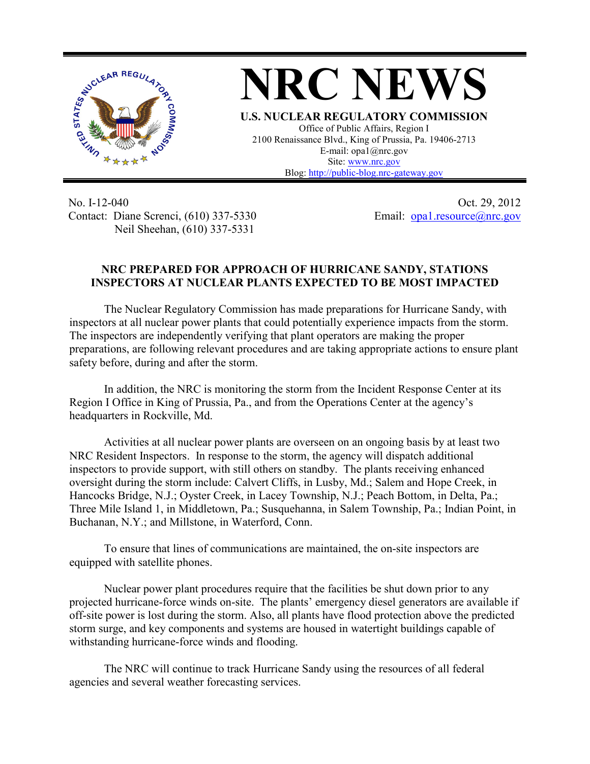# NRC NEWS

**U.S. NUCLEAR REGULATORY COMMISSION**

Office of Public Affairs, Region I
2100 Renaissance Blvd., King of Prussia, Pa. 19406-2713
E-mail: opa1@nrc.gov
Site: www.nrc.gov
Blog: http://public-blog.nrc-gateway.gov

No. I-12-040
Contact: Diane Screnci, (610) 337-5330
Neil Sheehan, (610) 337-5331

Oct. 29, 2012
Email: opa1.resource@nrc.gov

**NRC PREPARED FOR APPROACH OF HURRICANE SANDY, STATIONS INSPECTORS AT NUCLEAR PLANTS EXPECTED TO BE MOST IMPACTED**

The Nuclear Regulatory Commission has made preparations for Hurricane Sandy, with inspectors at all nuclear power plants that could potentially experience impacts from the storm. The inspectors are independently verifying that plant operators are making the proper preparations, are following relevant procedures and are taking appropriate actions to ensure plant safety before, during and after the storm.

In addition, the NRC is monitoring the storm from the Incident Response Center at its Region I Office in King of Prussia, Pa., and from the Operations Center at the agency's headquarters in Rockville, Md.

Activities at all nuclear power plants are overseen on an ongoing basis by at least two NRC Resident Inspectors. In response to the storm, the agency will dispatch additional inspectors to provide support, with still others on standby. The plants receiving enhanced oversight during the storm include: Calvert Cliffs, in Lusby, Md.; Salem and Hope Creek, in Hancocks Bridge, N.J.; Oyster Creek, in Lacey Township, N.J.; Peach Bottom, in Delta, Pa.; Three Mile Island 1, in Middletown, Pa.; Susquehanna, in Salem Township, Pa.; Indian Point, in Buchanan, N.Y.; and Millstone, in Waterford, Conn.

To ensure that lines of communications are maintained, the on-site inspectors are equipped with satellite phones.

Nuclear power plant procedures require that the facilities be shut down prior to any projected hurricane-force winds on-site. The plants' emergency diesel generators are available if off-site power is lost during the storm. Also, all plants have flood protection above the predicted storm surge, and key components and systems are housed in watertight buildings capable of withstanding hurricane-force winds and flooding.

The NRC will continue to track Hurricane Sandy using the resources of all federal agencies and several weather forecasting services.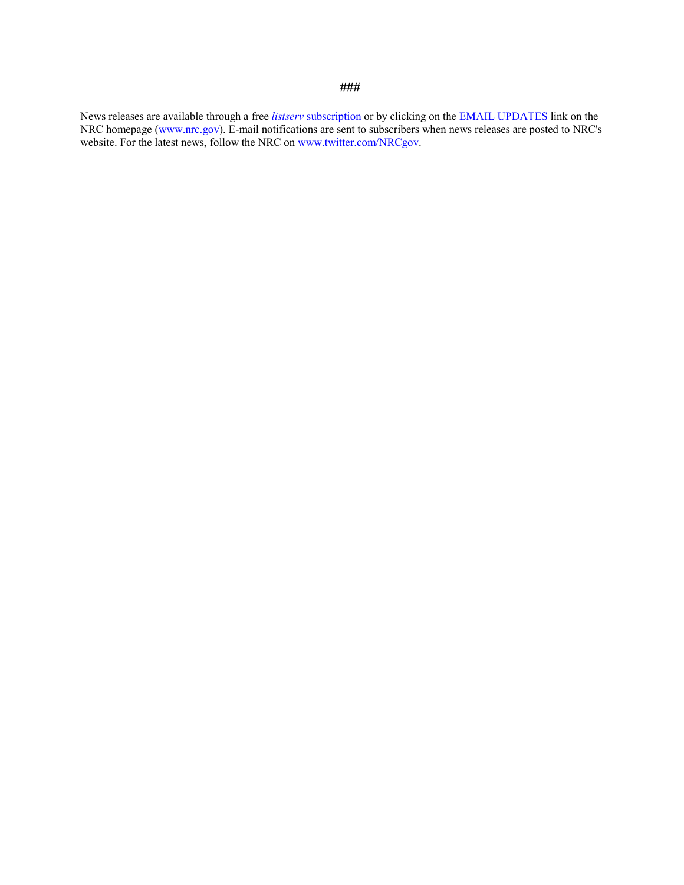###

News releases are available through a free *listserv* subscription or by clicking on the EMAIL UPDATES link on the NRC homepage (www.nrc.gov). E-mail notifications are sent to subscribers when news releases are posted to NRC's website. For the latest news, follow the NRC on www.twitter.com/NRCgov.